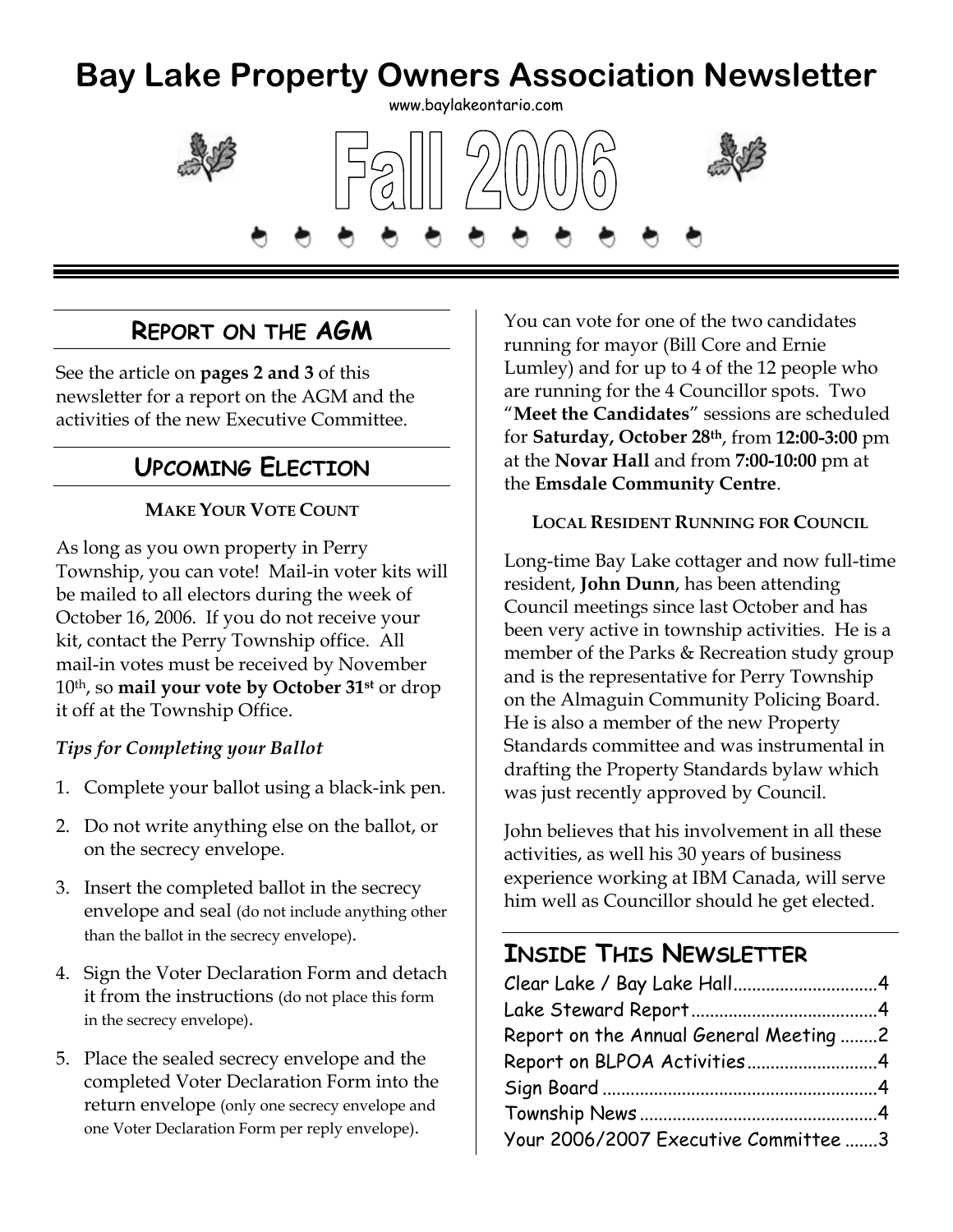# Bay Lake Property Owners Association Newsletter

www.baylakeontario.com

# Fall 2006

## Report on the AGM

See the article on **pages 2 and 3** of this newsletter for a report on the AGM and the activities of the new Executive Committee.

## Upcoming Election

### Make Your Vote Count

As long as you own property in Perry Township, you can vote! Mail-in voter kits will be mailed to all electors during the week of October 16, 2006. If you do not receive your kit, contact the Perry Township office. All mail-in votes must be received by November 10th, so **mail your vote by October 31st** or drop it off at the Township Office.

*Tips for Completing your Ballot*

1. Complete your ballot using a black-ink pen.
2. Do not write anything else on the ballot, or on the secrecy envelope.
3. Insert the completed ballot in the secrecy envelope and seal (do not include anything other than the ballot in the secrecy envelope).
4. Sign the Voter Declaration Form and detach it from the instructions (do not place this form in the secrecy envelope).
5. Place the sealed secrecy envelope and the completed Voter Declaration Form into the return envelope (only one secrecy envelope and one Voter Declaration Form per reply envelope).

You can vote for one of the two candidates running for mayor (Bill Core and Ernie Lumley) and for up to 4 of the 12 people who are running for the 4 Councillor spots. Two "**Meet the Candidates**" sessions are scheduled for **Saturday, October 28th**, from **12:00-3:00** pm at the **Novar Hall** and from **7:00-10:00** pm at the **Emsdale Community Centre**.

### Local Resident Running for Council

Long-time Bay Lake cottager and now full-time resident, **John Dunn**, has been attending Council meetings since last October and has been very active in township activities. He is a member of the Parks & Recreation study group and is the representative for Perry Township on the Almaguin Community Policing Board. He is also a member of the new Property Standards committee and was instrumental in drafting the Property Standards bylaw which was just recently approved by Council.

John believes that his involvement in all these activities, as well his 30 years of business experience working at IBM Canada, will serve him well as Councillor should he get elected.

## Inside This Newsletter

- Clear Lake / Bay Lake Hall ............ 4
- Lake Steward Report ............ 4
- Report on the Annual General Meeting ............ 2
- Report on BLPOA Activities ............ 4
- Sign Board ............ 4
- Township News ............ 4
- Your 2006/2007 Executive Committee ............ 3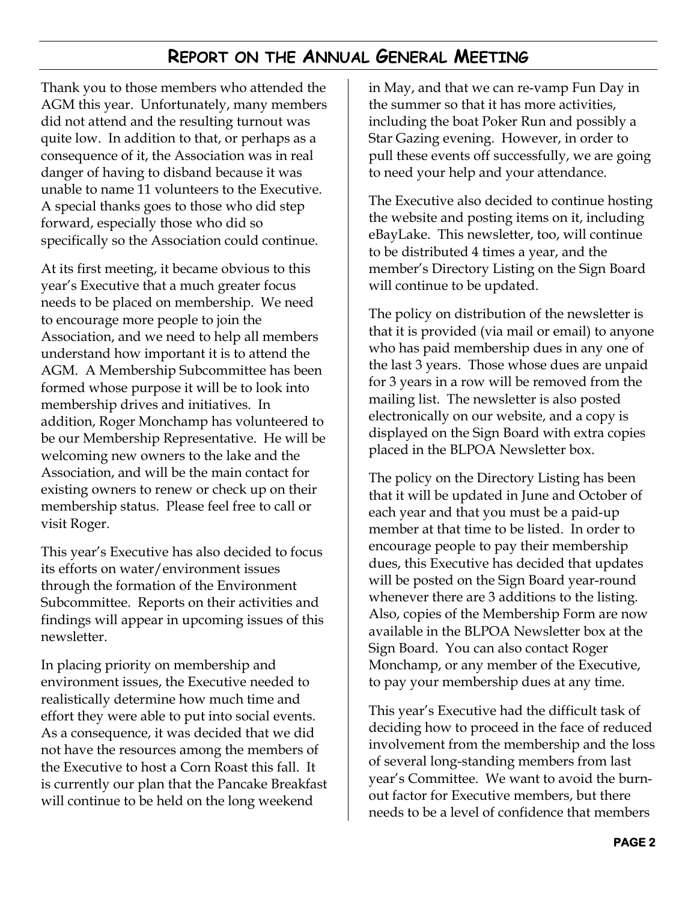## Report on the Annual General Meeting

Thank you to those members who attended the AGM this year. Unfortunately, many members did not attend and the resulting turnout was quite low. In addition to that, or perhaps as a consequence of it, the Association was in real danger of having to disband because it was unable to name 11 volunteers to the Executive. A special thanks goes to those who did step forward, especially those who did so specifically so the Association could continue.

At its first meeting, it became obvious to this year's Executive that a much greater focus needs to be placed on membership. We need to encourage more people to join the Association, and we need to help all members understand how important it is to attend the AGM. A Membership Subcommittee has been formed whose purpose it will be to look into membership drives and initiatives. In addition, Roger Monchamp has volunteered to be our Membership Representative. He will be welcoming new owners to the lake and the Association, and will be the main contact for existing owners to renew or check up on their membership status. Please feel free to call or visit Roger.

This year's Executive has also decided to focus its efforts on water/environment issues through the formation of the Environment Subcommittee. Reports on their activities and findings will appear in upcoming issues of this newsletter.

In placing priority on membership and environment issues, the Executive needed to realistically determine how much time and effort they were able to put into social events. As a consequence, it was decided that we did not have the resources among the members of the Executive to host a Corn Roast this fall. It is currently our plan that the Pancake Breakfast will continue to be held on the long weekend in May, and that we can re-vamp Fun Day in the summer so that it has more activities, including the boat Poker Run and possibly a Star Gazing evening. However, in order to pull these events off successfully, we are going to need your help and your attendance.

The Executive also decided to continue hosting the website and posting items on it, including eBayLake. This newsletter, too, will continue to be distributed 4 times a year, and the member's Directory Listing on the Sign Board will continue to be updated.

The policy on distribution of the newsletter is that it is provided (via mail or email) to anyone who has paid membership dues in any one of the last 3 years. Those whose dues are unpaid for 3 years in a row will be removed from the mailing list. The newsletter is also posted electronically on our website, and a copy is displayed on the Sign Board with extra copies placed in the BLPOA Newsletter box.

The policy on the Directory Listing has been that it will be updated in June and October of each year and that you must be a paid-up member at that time to be listed. In order to encourage people to pay their membership dues, this Executive has decided that updates will be posted on the Sign Board year-round whenever there are 3 additions to the listing. Also, copies of the Membership Form are now available in the BLPOA Newsletter box at the Sign Board. You can also contact Roger Monchamp, or any member of the Executive, to pay your membership dues at any time.

This year's Executive had the difficult task of deciding how to proceed in the face of reduced involvement from the membership and the loss of several long-standing members from last year's Committee. We want to avoid the burn-out factor for Executive members, but there needs to be a level of confidence that members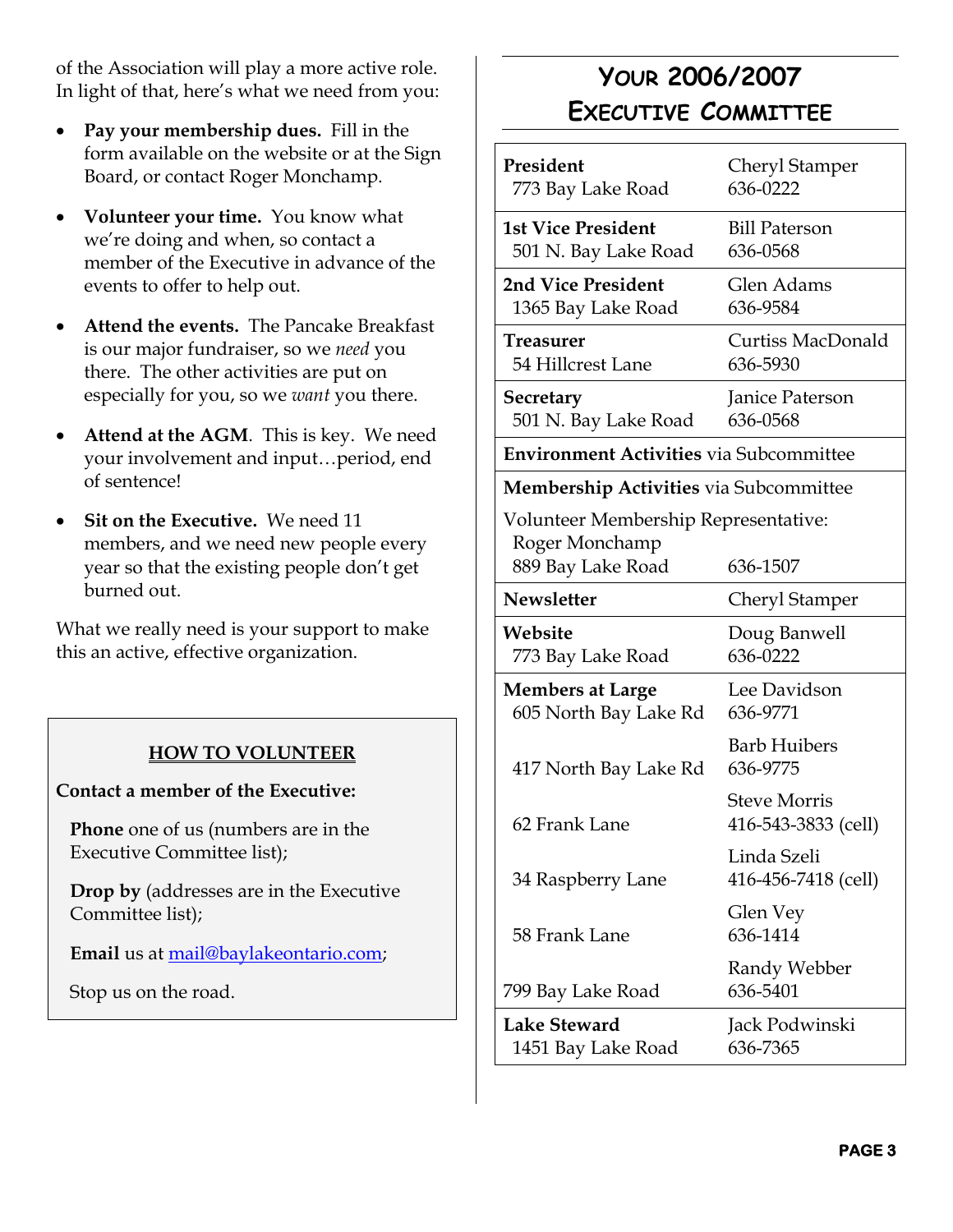of the Association will play a more active role. In light of that, here's what we need from you:

- **Pay your membership dues.** Fill in the form available on the website or at the Sign Board, or contact Roger Monchamp.
- **Volunteer your time.** You know what we're doing and when, so contact a member of the Executive in advance of the events to offer to help out.
- **Attend the events.** The Pancake Breakfast is our major fundraiser, so we *need* you there. The other activities are put on especially for you, so we *want* you there.
- **Attend at the AGM**. This is key. We need your involvement and input…period, end of sentence!
- **Sit on the Executive.** We need 11 members, and we need new people every year so that the existing people don't get burned out.

What we really need is your support to make this an active, effective organization.

**HOW TO VOLUNTEER**

**Contact a member of the Executive:**

**Phone** one of us (numbers are in the Executive Committee list);

**Drop by** (addresses are in the Executive Committee list);

**Email** us at mail@baylakeontario.com;

Stop us on the road.

## Your 2006/2007 Executive Committee

| | |
|---|---|
| **President**<br>773 Bay Lake Road | Cheryl Stamper<br>636-0222 |
| **1st Vice President**<br>501 N. Bay Lake Road | Bill Paterson<br>636-0568 |
| **2nd Vice President**<br>1365 Bay Lake Road | Glen Adams<br>636-9584 |
| **Treasurer**<br>54 Hillcrest Lane | Curtiss MacDonald<br>636-5930 |
| **Secretary**<br>501 N. Bay Lake Road | Janice Paterson<br>636-0568 |
| **Environment Activities** via Subcommittee | |
| **Membership Activities** via Subcommittee<br>Volunteer Membership Representative:<br>Roger Monchamp<br>889 Bay Lake Road | <br><br><br>636-1507 |
| **Newsletter** | Cheryl Stamper |
| **Website**<br>773 Bay Lake Road | Doug Banwell<br>636-0222 |
| **Members at Large**<br>605 North Bay Lake Rd | Lee Davidson<br>636-9771 |
| 417 North Bay Lake Rd | Barb Huibers<br>636-9775 |
| 62 Frank Lane | Steve Morris<br>416-543-3833 (cell) |
| 34 Raspberry Lane | Linda Szeli<br>416-456-7418 (cell) |
| 58 Frank Lane | Glen Vey<br>636-1414 |
| 799 Bay Lake Road | Randy Webber<br>636-5401 |
| **Lake Steward**<br>1451 Bay Lake Road | Jack Podwinski<br>636-7365 |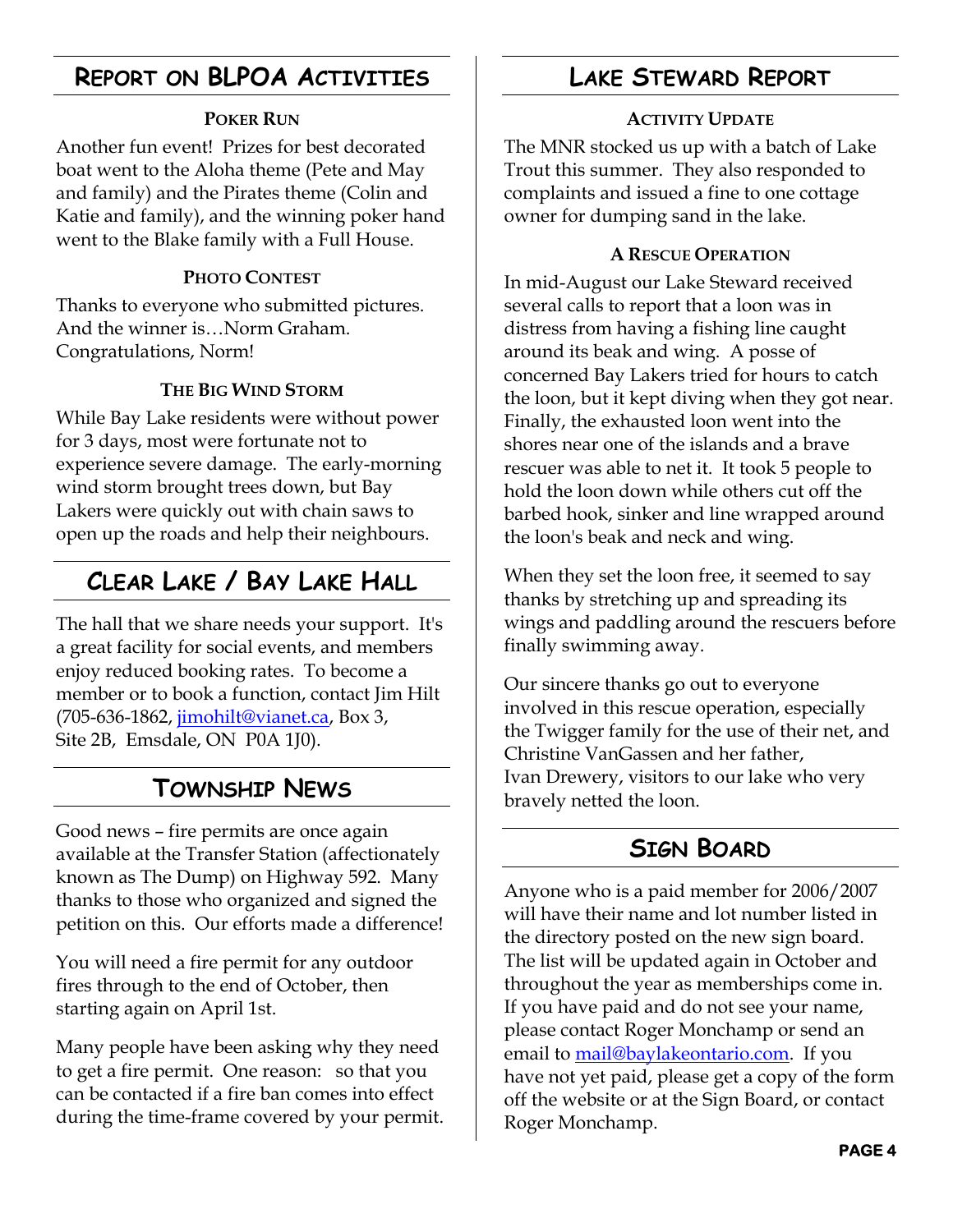## Report on BLPOA Activities

### Poker Run

Another fun event! Prizes for best decorated boat went to the Aloha theme (Pete and May and family) and the Pirates theme (Colin and Katie and family), and the winning poker hand went to the Blake family with a Full House.

### Photo Contest

Thanks to everyone who submitted pictures. And the winner is…Norm Graham. Congratulations, Norm!

### The Big Wind Storm

While Bay Lake residents were without power for 3 days, most were fortunate not to experience severe damage. The early-morning wind storm brought trees down, but Bay Lakers were quickly out with chain saws to open up the roads and help their neighbours.

## Clear Lake / Bay Lake Hall

The hall that we share needs your support. It's a great facility for social events, and members enjoy reduced booking rates. To become a member or to book a function, contact Jim Hilt (705-636-1862, jimohilt@vianet.ca, Box 3, Site 2B, Emsdale, ON P0A 1J0).

## Township News

Good news – fire permits are once again available at the Transfer Station (affectionately known as The Dump) on Highway 592. Many thanks to those who organized and signed the petition on this. Our efforts made a difference!

You will need a fire permit for any outdoor fires through to the end of October, then starting again on April 1st.

Many people have been asking why they need to get a fire permit. One reason: so that you can be contacted if a fire ban comes into effect during the time-frame covered by your permit.

## Lake Steward Report

### Activity Update

The MNR stocked us up with a batch of Lake Trout this summer. They also responded to complaints and issued a fine to one cottage owner for dumping sand in the lake.

### A Rescue Operation

In mid-August our Lake Steward received several calls to report that a loon was in distress from having a fishing line caught around its beak and wing. A posse of concerned Bay Lakers tried for hours to catch the loon, but it kept diving when they got near. Finally, the exhausted loon went into the shores near one of the islands and a brave rescuer was able to net it. It took 5 people to hold the loon down while others cut off the barbed hook, sinker and line wrapped around the loon's beak and neck and wing.

When they set the loon free, it seemed to say thanks by stretching up and spreading its wings and paddling around the rescuers before finally swimming away.

Our sincere thanks go out to everyone involved in this rescue operation, especially the Twigger family for the use of their net, and Christine VanGassen and her father, Ivan Drewery, visitors to our lake who very bravely netted the loon.

## Sign Board

Anyone who is a paid member for 2006/2007 will have their name and lot number listed in the directory posted on the new sign board. The list will be updated again in October and throughout the year as memberships come in. If you have paid and do not see your name, please contact Roger Monchamp or send an email to mail@baylakeontario.com. If you have not yet paid, please get a copy of the form off the website or at the Sign Board, or contact Roger Monchamp.